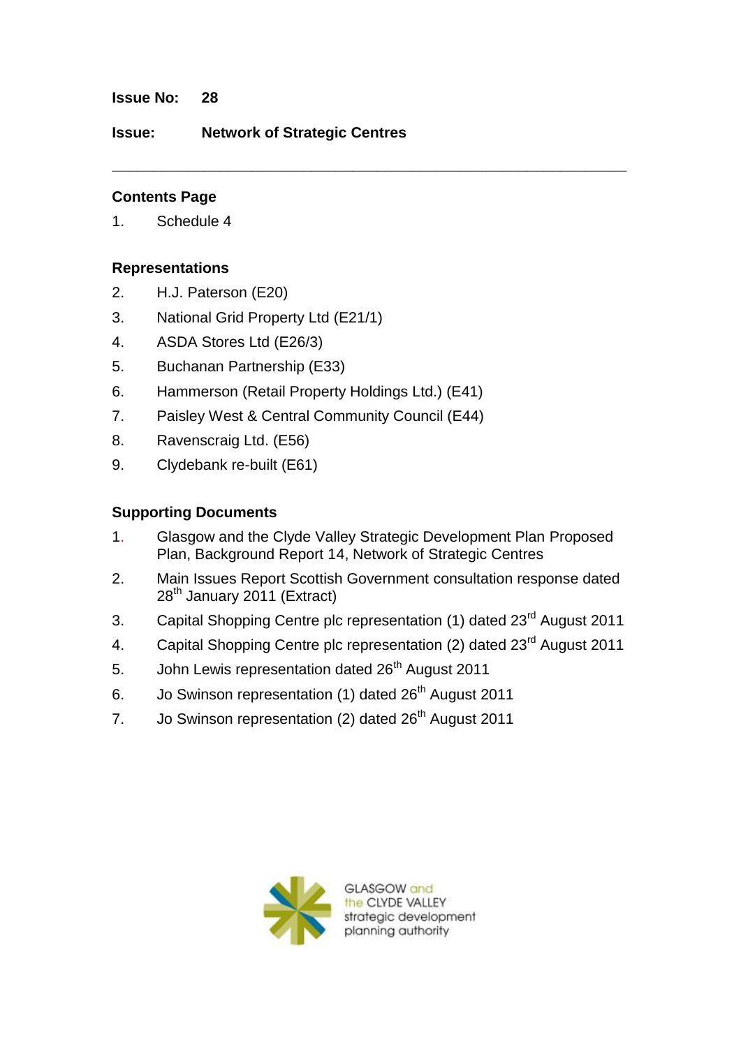**Issue No:** 28

**Issue:** **Network of Strategic Centres**

---

### Contents Page

1. Schedule 4

### Representations

2. H.J. Paterson (E20)
3. National Grid Property Ltd (E21/1)
4. ASDA Stores Ltd (E26/3)
5. Buchanan Partnership (E33)
6. Hammerson (Retail Property Holdings Ltd.) (E41)
7. Paisley West & Central Community Council (E44)
8. Ravenscraig Ltd. (E56)
9. Clydebank re-built (E61)

### Supporting Documents

1. Glasgow and the Clyde Valley Strategic Development Plan Proposed Plan, Background Report 14, Network of Strategic Centres
2. Main Issues Report Scottish Government consultation response dated 28th January 2011 (Extract)
3. Capital Shopping Centre plc representation (1) dated 23rd August 2011
4. Capital Shopping Centre plc representation (2) dated 23rd August 2011
5. John Lewis representation dated 26th August 2011
6. Jo Swinson representation (1) dated 26th August 2011
7. Jo Swinson representation (2) dated 26th August 2011

GLASGOW and the CLYDE VALLEY strategic development planning authority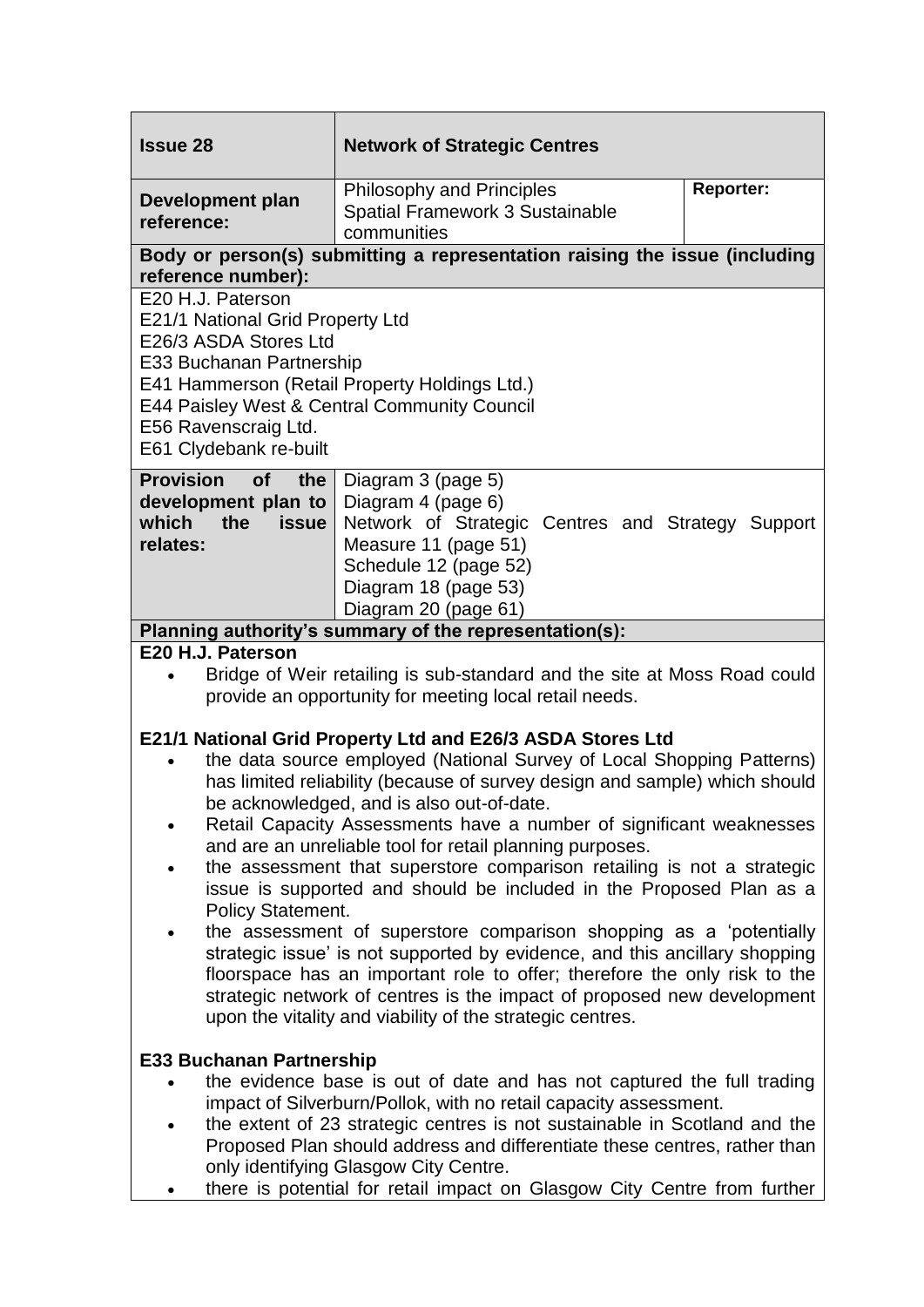| **Issue 28** | **Network of Strategic Centres** | |
|---|---|---|
| **Development plan reference:** | Philosophy and Principles<br>Spatial Framework 3 Sustainable communities | **Reporter:** |

**Body or person(s) submitting a representation raising the issue (including reference number):**

E20 H.J. Paterson
E21/1 National Grid Property Ltd
E26/3 ASDA Stores Ltd
E33 Buchanan Partnership
E41 Hammerson (Retail Property Holdings Ltd.)
E44 Paisley West & Central Community Council
E56 Ravenscraig Ltd.
E61 Clydebank re-built

| **Provision of the development plan to which the issue relates:** | Diagram 3 (page 5)<br>Diagram 4 (page 6)<br>Network of Strategic Centres and Strategy Support Measure 11 (page 51)<br>Schedule 12 (page 52)<br>Diagram 18 (page 53)<br>Diagram 20 (page 61) |
|---|---|

**Planning authority's summary of the representation(s):**

**E20 H.J. Paterson**

- Bridge of Weir retailing is sub-standard and the site at Moss Road could provide an opportunity for meeting local retail needs.

**E21/1 National Grid Property Ltd and E26/3 ASDA Stores Ltd**

- the data source employed (National Survey of Local Shopping Patterns) has limited reliability (because of survey design and sample) which should be acknowledged, and is also out-of-date.
- Retail Capacity Assessments have a number of significant weaknesses and are an unreliable tool for retail planning purposes.
- the assessment that superstore comparison retailing is not a strategic issue is supported and should be included in the Proposed Plan as a Policy Statement.
- the assessment of superstore comparison shopping as a 'potentially strategic issue' is not supported by evidence, and this ancillary shopping floorspace has an important role to offer; therefore the only risk to the strategic network of centres is the impact of proposed new development upon the vitality and viability of the strategic centres.

**E33 Buchanan Partnership**

- the evidence base is out of date and has not captured the full trading impact of Silverburn/Pollok, with no retail capacity assessment.
- the extent of 23 strategic centres is not sustainable in Scotland and the Proposed Plan should address and differentiate these centres, rather than only identifying Glasgow City Centre.
- there is potential for retail impact on Glasgow City Centre from further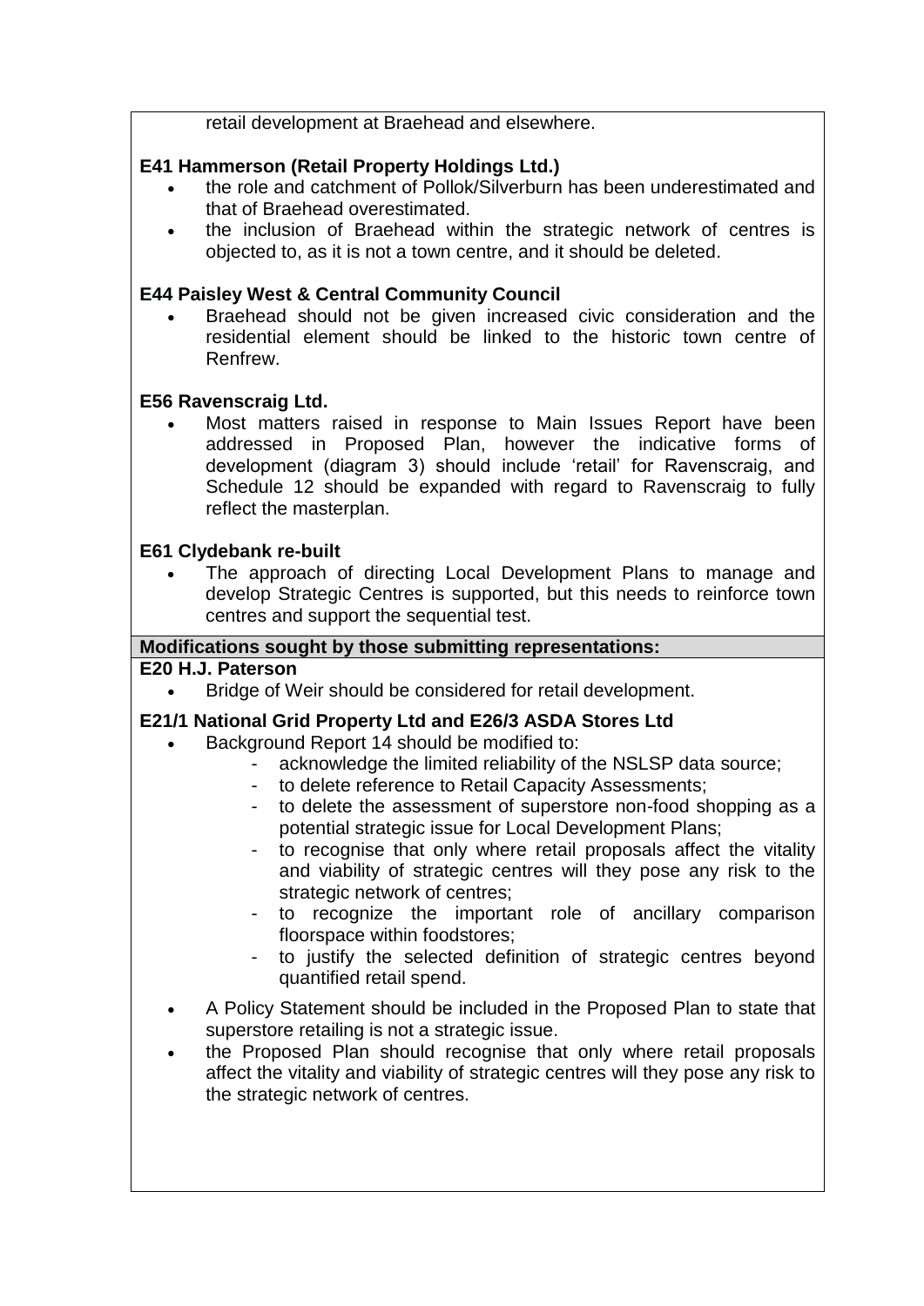retail development at Braehead and elsewhere.

**E41 Hammerson (Retail Property Holdings Ltd.)**

- the role and catchment of Pollok/Silverburn has been underestimated and that of Braehead overestimated.
- the inclusion of Braehead within the strategic network of centres is objected to, as it is not a town centre, and it should be deleted.

**E44 Paisley West & Central Community Council**

- Braehead should not be given increased civic consideration and the residential element should be linked to the historic town centre of Renfrew.

**E56 Ravenscraig Ltd.**

- Most matters raised in response to Main Issues Report have been addressed in Proposed Plan, however the indicative forms of development (diagram 3) should include 'retail' for Ravenscraig, and Schedule 12 should be expanded with regard to Ravenscraig to fully reflect the masterplan.

**E61 Clydebank re-built**

- The approach of directing Local Development Plans to manage and develop Strategic Centres is supported, but this needs to reinforce town centres and support the sequential test.

**Modifications sought by those submitting representations:**

**E20 H.J. Paterson**

- Bridge of Weir should be considered for retail development.

**E21/1 National Grid Property Ltd and E26/3 ASDA Stores Ltd**

- Background Report 14 should be modified to:
    - acknowledge the limited reliability of the NSLSP data source;
    - to delete reference to Retail Capacity Assessments;
    - to delete the assessment of superstore non-food shopping as a potential strategic issue for Local Development Plans;
    - to recognise that only where retail proposals affect the vitality and viability of strategic centres will they pose any risk to the strategic network of centres;
    - to recognize the important role of ancillary comparison floorspace within foodstores;
    - to justify the selected definition of strategic centres beyond quantified retail spend.
- A Policy Statement should be included in the Proposed Plan to state that superstore retailing is not a strategic issue.
- the Proposed Plan should recognise that only where retail proposals affect the vitality and viability of strategic centres will they pose any risk to the strategic network of centres.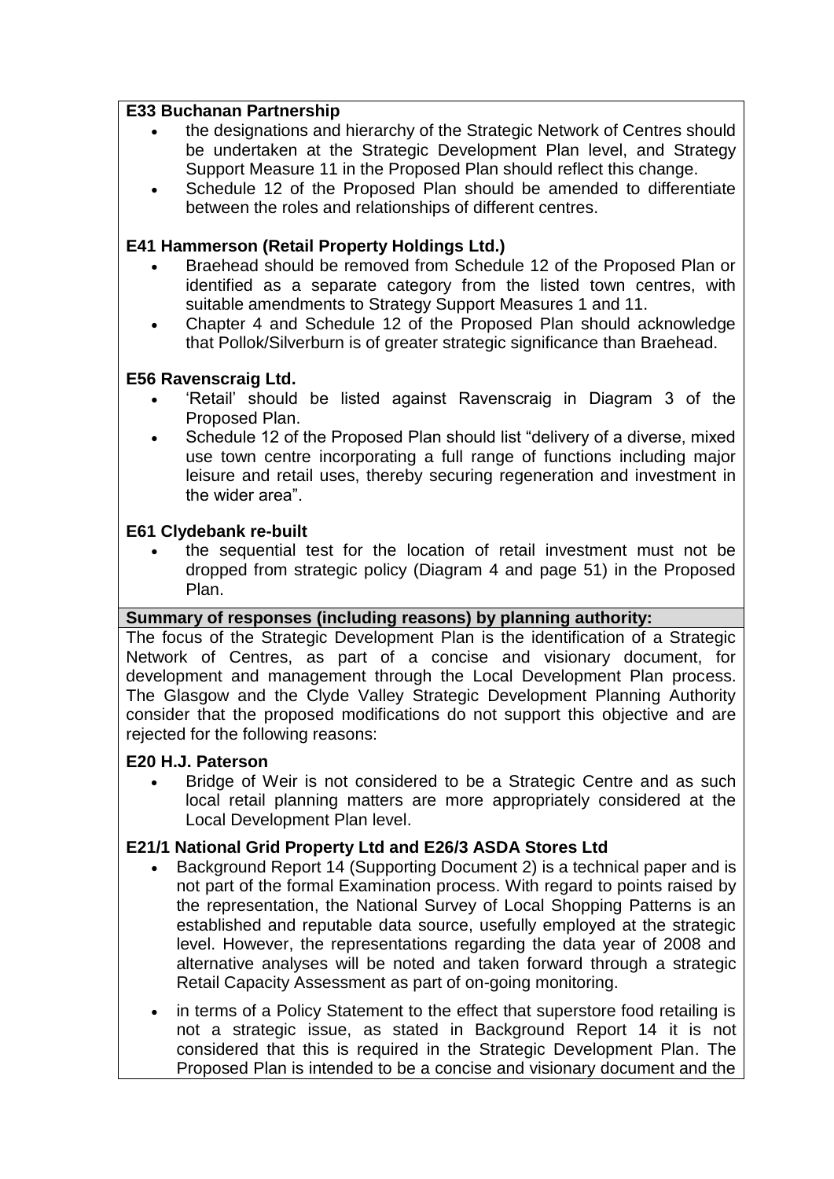**E33 Buchanan Partnership**

- the designations and hierarchy of the Strategic Network of Centres should be undertaken at the Strategic Development Plan level, and Strategy Support Measure 11 in the Proposed Plan should reflect this change.
- Schedule 12 of the Proposed Plan should be amended to differentiate between the roles and relationships of different centres.

**E41 Hammerson (Retail Property Holdings Ltd.)**

- Braehead should be removed from Schedule 12 of the Proposed Plan or identified as a separate category from the listed town centres, with suitable amendments to Strategy Support Measures 1 and 11.
- Chapter 4 and Schedule 12 of the Proposed Plan should acknowledge that Pollok/Silverburn is of greater strategic significance than Braehead.

**E56 Ravenscraig Ltd.**

- 'Retail' should be listed against Ravenscraig in Diagram 3 of the Proposed Plan.
- Schedule 12 of the Proposed Plan should list "delivery of a diverse, mixed use town centre incorporating a full range of functions including major leisure and retail uses, thereby securing regeneration and investment in the wider area".

**E61 Clydebank re-built**

- the sequential test for the location of retail investment must not be dropped from strategic policy (Diagram 4 and page 51) in the Proposed Plan.

**Summary of responses (including reasons) by planning authority:**

The focus of the Strategic Development Plan is the identification of a Strategic Network of Centres, as part of a concise and visionary document, for development and management through the Local Development Plan process. The Glasgow and the Clyde Valley Strategic Development Planning Authority consider that the proposed modifications do not support this objective and are rejected for the following reasons:

**E20 H.J. Paterson**

- Bridge of Weir is not considered to be a Strategic Centre and as such local retail planning matters are more appropriately considered at the Local Development Plan level.

**E21/1 National Grid Property Ltd and E26/3 ASDA Stores Ltd**

- Background Report 14 (Supporting Document 2) is a technical paper and is not part of the formal Examination process. With regard to points raised by the representation, the National Survey of Local Shopping Patterns is an established and reputable data source, usefully employed at the strategic level. However, the representations regarding the data year of 2008 and alternative analyses will be noted and taken forward through a strategic Retail Capacity Assessment as part of on-going monitoring.
- in terms of a Policy Statement to the effect that superstore food retailing is not a strategic issue, as stated in Background Report 14 it is not considered that this is required in the Strategic Development Plan. The Proposed Plan is intended to be a concise and visionary document and the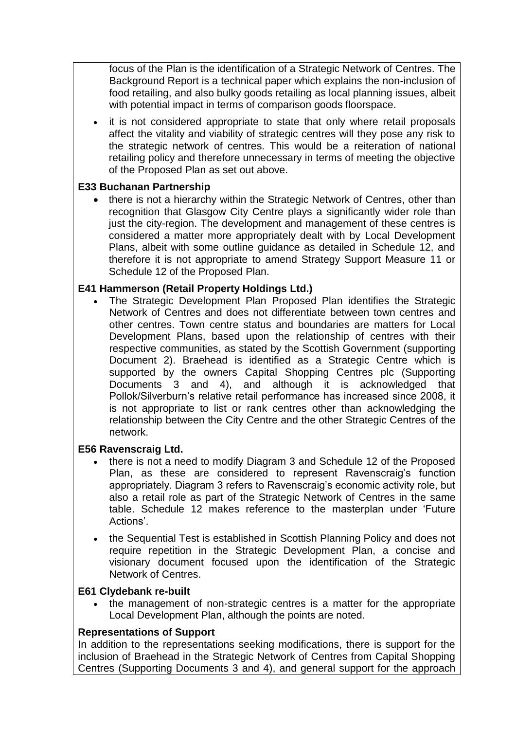focus of the Plan is the identification of a Strategic Network of Centres. The Background Report is a technical paper which explains the non-inclusion of food retailing, and also bulky goods retailing as local planning issues, albeit with potential impact in terms of comparison goods floorspace.

- it is not considered appropriate to state that only where retail proposals affect the vitality and viability of strategic centres will they pose any risk to the strategic network of centres. This would be a reiteration of national retailing policy and therefore unnecessary in terms of meeting the objective of the Proposed Plan as set out above.

**E33 Buchanan Partnership**

- there is not a hierarchy within the Strategic Network of Centres, other than recognition that Glasgow City Centre plays a significantly wider role than just the city-region. The development and management of these centres is considered a matter more appropriately dealt with by Local Development Plans, albeit with some outline guidance as detailed in Schedule 12, and therefore it is not appropriate to amend Strategy Support Measure 11 or Schedule 12 of the Proposed Plan.

**E41 Hammerson (Retail Property Holdings Ltd.)**

- The Strategic Development Plan Proposed Plan identifies the Strategic Network of Centres and does not differentiate between town centres and other centres. Town centre status and boundaries are matters for Local Development Plans, based upon the relationship of centres with their respective communities, as stated by the Scottish Government (supporting Document 2). Braehead is identified as a Strategic Centre which is supported by the owners Capital Shopping Centres plc (Supporting Documents 3 and 4), and although it is acknowledged that Pollok/Silverburn's relative retail performance has increased since 2008, it is not appropriate to list or rank centres other than acknowledging the relationship between the City Centre and the other Strategic Centres of the network.

**E56 Ravenscraig Ltd.**

- there is not a need to modify Diagram 3 and Schedule 12 of the Proposed Plan, as these are considered to represent Ravenscraig's function appropriately. Diagram 3 refers to Ravenscraig's economic activity role, but also a retail role as part of the Strategic Network of Centres in the same table. Schedule 12 makes reference to the masterplan under 'Future Actions'.
- the Sequential Test is established in Scottish Planning Policy and does not require repetition in the Strategic Development Plan, a concise and visionary document focused upon the identification of the Strategic Network of Centres.

**E61 Clydebank re-built**

- the management of non-strategic centres is a matter for the appropriate Local Development Plan, although the points are noted.

**Representations of Support**

In addition to the representations seeking modifications, there is support for the inclusion of Braehead in the Strategic Network of Centres from Capital Shopping Centres (Supporting Documents 3 and 4), and general support for the approach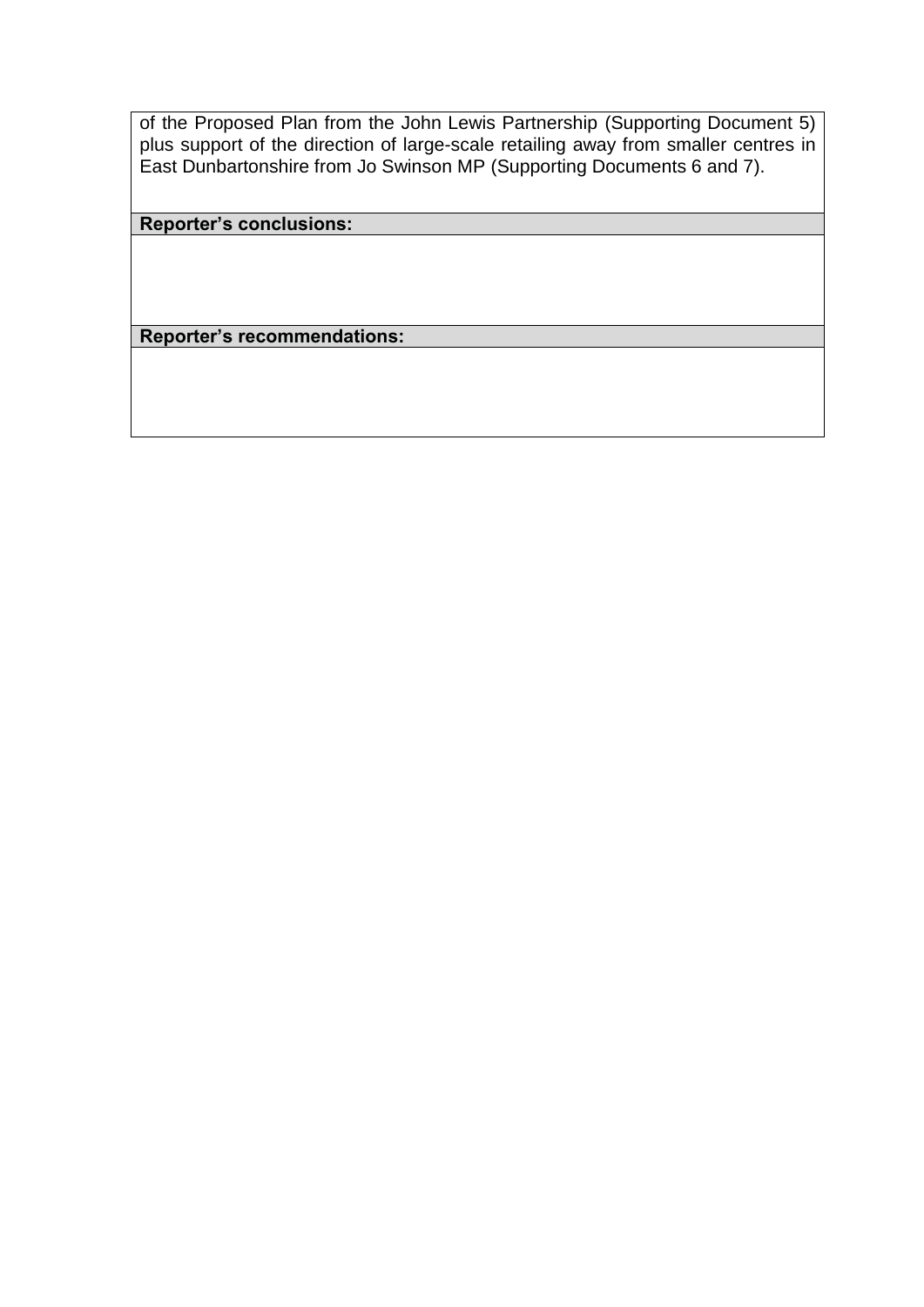of the Proposed Plan from the John Lewis Partnership (Supporting Document 5) plus support of the direction of large-scale retailing away from smaller centres in East Dunbartonshire from Jo Swinson MP (Supporting Documents 6 and 7).

**Reporter's conclusions:**

**Reporter's recommendations:**